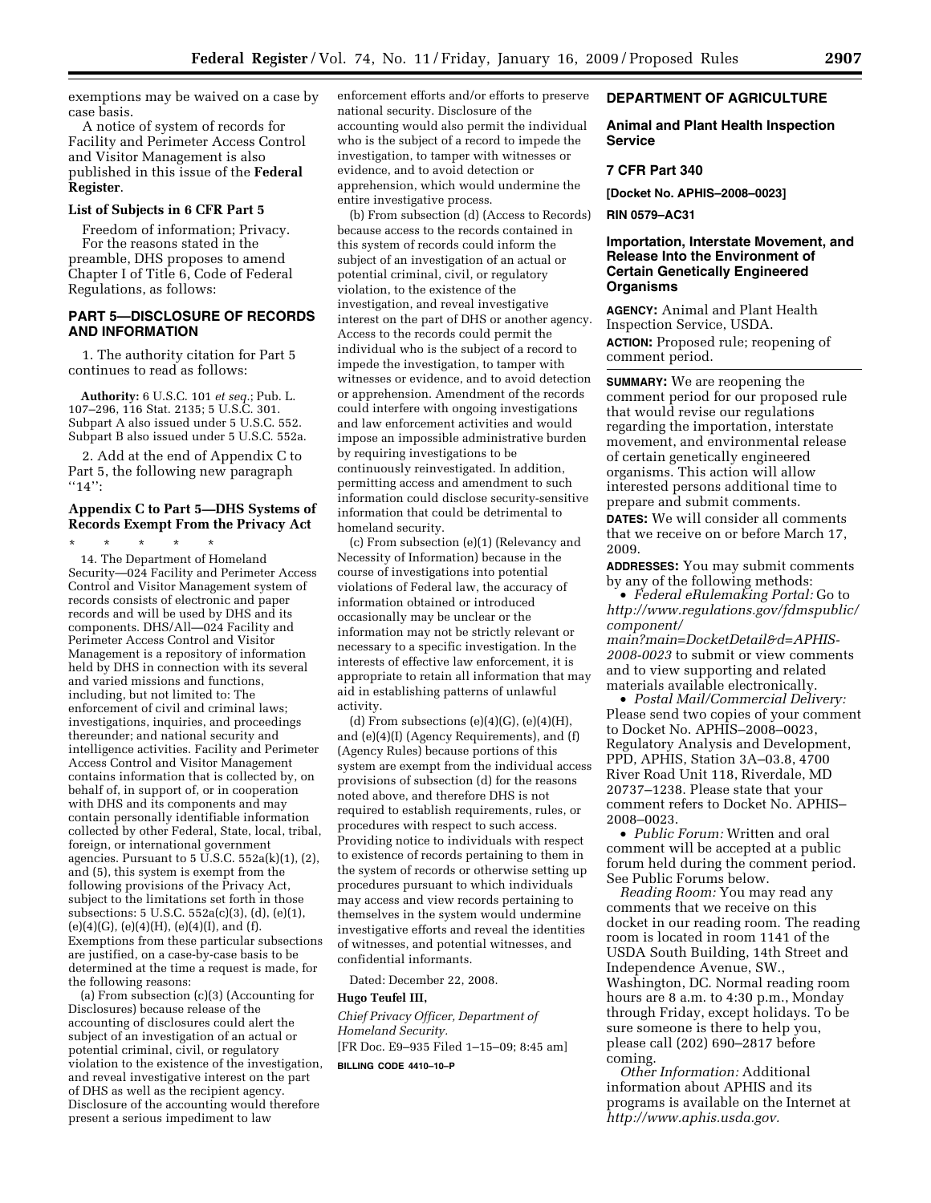exemptions may be waived on a case by case basis.

A notice of system of records for Facility and Perimeter Access Control and Visitor Management is also published in this issue of the **Federal Register**.

### List of Subjects in 6 CFR Part 5

Freedom of information; Privacy.

For the reasons stated in the preamble, DHS proposes to amend Chapter I of Title 6, Code of Federal Regulations, as follows:

## PART 5—DISCLOSURE OF RECORDS AND INFORMATION

1. The authority citation for Part 5 continues to read as follows:

**Authority:** 6 U.S.C. 101 *et seq.*; Pub. L. 107–296, 116 Stat. 2135; 5 U.S.C. 301. Subpart A also issued under 5 U.S.C. 552. Subpart B also issued under 5 U.S.C. 552a.

2. Add at the end of Appendix C to Part 5, the following new paragraph ''14'':

### Appendix C to Part 5—DHS Systems of Records Exempt From the Privacy Act

\* \* \* \* \*

14. The Department of Homeland Security—024 Facility and Perimeter Access Control and Visitor Management system of records consists of electronic and paper records and will be used by DHS and its components. DHS/All—024 Facility and Perimeter Access Control and Visitor Management is a repository of information held by DHS in connection with its several and varied missions and functions, including, but not limited to: The enforcement of civil and criminal laws; investigations, inquiries, and proceedings thereunder; and national security and intelligence activities. Facility and Perimeter Access Control and Visitor Management contains information that is collected by, on behalf of, in support of, or in cooperation with DHS and its components and may contain personally identifiable information collected by other Federal, State, local, tribal, foreign, or international government agencies. Pursuant to 5 U.S.C. 552a(k)(1), (2), and (5), this system is exempt from the following provisions of the Privacy Act, subject to the limitations set forth in those subsections: 5 U.S.C. 552a(c)(3), (d), (e)(1), (e)(4)(G), (e)(4)(H), (e)(4)(I), and (f). Exemptions from these particular subsections are justified, on a case-by-case basis to be determined at the time a request is made, for the following reasons:

(a) From subsection (c)(3) (Accounting for Disclosures) because release of the accounting of disclosures could alert the subject of an investigation of an actual or potential criminal, civil, or regulatory violation to the existence of the investigation, and reveal investigative interest on the part of DHS as well as the recipient agency. Disclosure of the accounting would therefore present a serious impediment to law enforcement efforts and/or efforts to preserve national security. Disclosure of the accounting would also permit the individual who is the subject of a record to impede the investigation, to tamper with witnesses or evidence, and to avoid detection or apprehension, which would undermine the entire investigative process.

(b) From subsection (d) (Access to Records) because access to the records contained in this system of records could inform the subject of an investigation of an actual or potential criminal, civil, or regulatory violation, to the existence of the investigation, and reveal investigative interest on the part of DHS or another agency. Access to the records could permit the individual who is the subject of a record to impede the investigation, to tamper with witnesses or evidence, and to avoid detection or apprehension. Amendment of the records could interfere with ongoing investigations and law enforcement activities and would impose an impossible administrative burden by requiring investigations to be continuously reinvestigated. In addition, permitting access and amendment to such information could disclose security-sensitive information that could be detrimental to homeland security.

(c) From subsection (e)(1) (Relevancy and Necessity of Information) because in the course of investigations into potential violations of Federal law, the accuracy of information obtained or introduced occasionally may be unclear or the information may not be strictly relevant or necessary to a specific investigation. In the interests of effective law enforcement, it is appropriate to retain all information that may aid in establishing patterns of unlawful activity.

(d) From subsections (e)(4)(G), (e)(4)(H), and (e)(4)(I) (Agency Requirements), and (f) (Agency Rules) because portions of this system are exempt from the individual access provisions of subsection (d) for the reasons noted above, and therefore DHS is not required to establish requirements, rules, or procedures with respect to such access. Providing notice to individuals with respect to existence of records pertaining to them in the system of records or otherwise setting up procedures pursuant to which individuals may access and view records pertaining to themselves in the system would undermine investigative efforts and reveal the identities of witnesses, and potential witnesses, and confidential informants.

Dated: December 22, 2008.

**Hugo Teufel III,**

*Chief Privacy Officer, Department of Homeland Security.*

[FR Doc. E9–935 Filed 1–15–09; 8:45 am]

**BILLING CODE 4410–10–P**

## DEPARTMENT OF AGRICULTURE

### Animal and Plant Health Inspection Service

### 7 CFR Part 340

**[Docket No. APHIS–2008–0023]**

**RIN 0579–AC31**

### Importation, Interstate Movement, and Release Into the Environment of Certain Genetically Engineered Organisms

**AGENCY:** Animal and Plant Health Inspection Service, USDA.

**ACTION:** Proposed rule; reopening of comment period.

**SUMMARY:** We are reopening the comment period for our proposed rule that would revise our regulations regarding the importation, interstate movement, and environmental release of certain genetically engineered organisms. This action will allow interested persons additional time to prepare and submit comments.

**DATES:** We will consider all comments that we receive on or before March 17, 2009.

**ADDRESSES:** You may submit comments by any of the following methods:

- *Federal eRulemaking Portal:* Go to *http://www.regulations.gov/fdmspublic/component/main?main=DocketDetail&d=APHIS-2008-0023* to submit or view comments and to view supporting and related materials available electronically.
- *Postal Mail/Commercial Delivery:* Please send two copies of your comment to Docket No. APHIS–2008–0023, Regulatory Analysis and Development, PPD, APHIS, Station 3A–03.8, 4700 River Road Unit 118, Riverdale, MD 20737–1238. Please state that your comment refers to Docket No. APHIS–2008–0023.
- *Public Forum:* Written and oral comment will be accepted at a public forum held during the comment period. See Public Forums below.

*Reading Room:* You may read any comments that we receive on this docket in our reading room. The reading room is located in room 1141 of the USDA South Building, 14th Street and Independence Avenue, SW., Washington, DC. Normal reading room hours are 8 a.m. to 4:30 p.m., Monday through Friday, except holidays. To be sure someone is there to help you, please call (202) 690–2817 before coming.

*Other Information:* Additional information about APHIS and its programs is available on the Internet at *http://www.aphis.usda.gov.*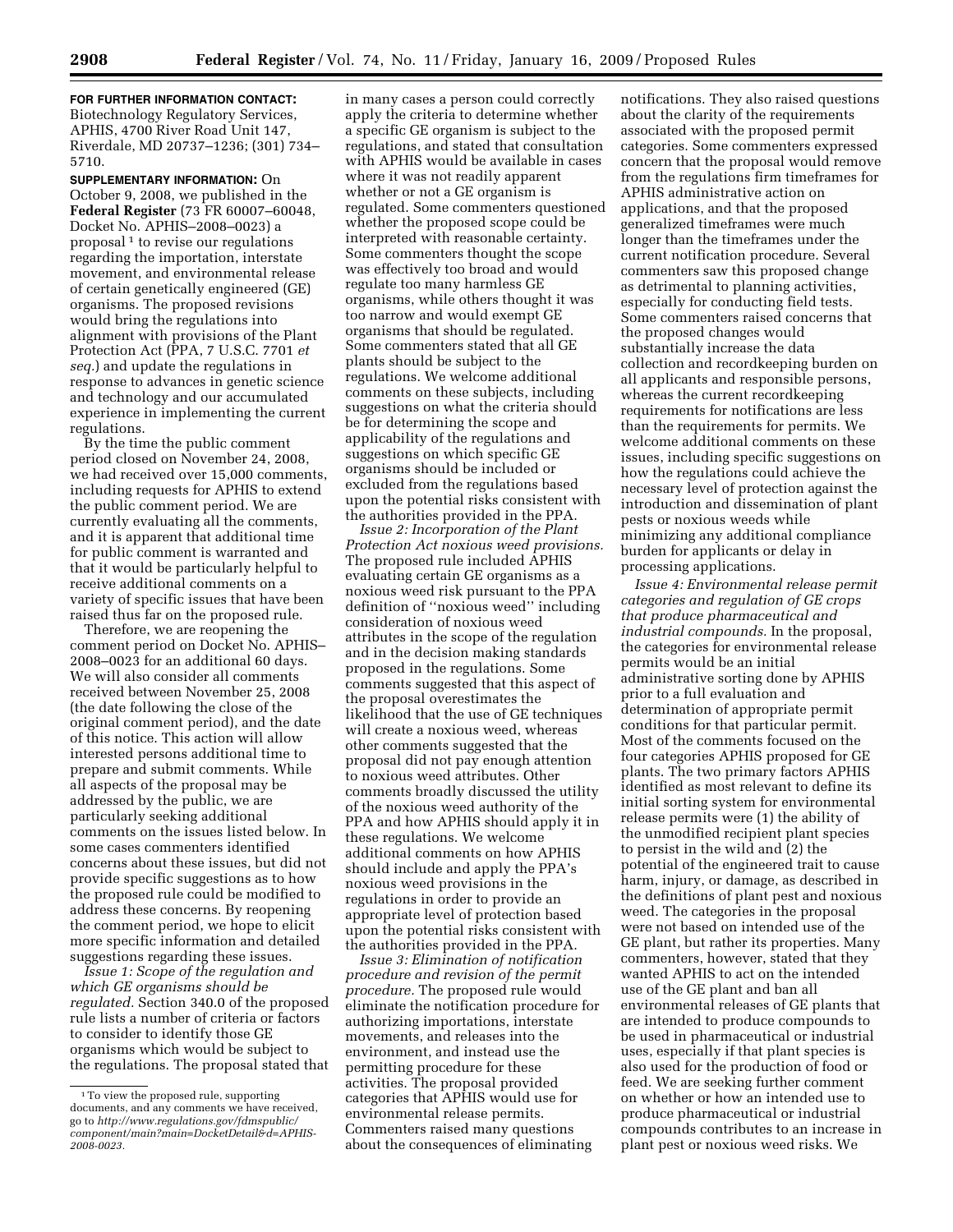**FOR FURTHER INFORMATION CONTACT:** Biotechnology Regulatory Services, APHIS, 4700 River Road Unit 147, Riverdale, MD 20737–1236; (301) 734–5710.

**SUPPLEMENTARY INFORMATION:** On October 9, 2008, we published in the **Federal Register** (73 FR 60007–60048, Docket No. APHIS–2008–0023) a proposal [1] to revise our regulations regarding the importation, interstate movement, and environmental release of certain genetically engineered (GE) organisms. The proposed revisions would bring the regulations into alignment with provisions of the Plant Protection Act (PPA, 7 U.S.C. 7701 *et seq.*) and update the regulations in response to advances in genetic science and technology and our accumulated experience in implementing the current regulations.

By the time the public comment period closed on November 24, 2008, we had received over 15,000 comments, including requests for APHIS to extend the public comment period. We are currently evaluating all the comments, and it is apparent that additional time for public comment is warranted and that it would be particularly helpful to receive additional comments on a variety of specific issues that have been raised thus far on the proposed rule.

Therefore, we are reopening the comment period on Docket No. APHIS–2008–0023 for an additional 60 days. We will also consider all comments received between November 25, 2008 (the date following the close of the original comment period), and the date of this notice. This action will allow interested persons additional time to prepare and submit comments. While all aspects of the proposal may be addressed by the public, we are particularly seeking additional comments on the issues listed below. In some cases commenters identified concerns about these issues, but did not provide specific suggestions as to how the proposed rule could be modified to address these concerns. By reopening the comment period, we hope to elicit more specific information and detailed suggestions regarding these issues.

*Issue 1: Scope of the regulation and which GE organisms should be regulated.* Section 340.0 of the proposed rule lists a number of criteria or factors to consider to identify those GE organisms which would be subject to the regulations. The proposal stated that in many cases a person could correctly apply the criteria to determine whether a specific GE organism is subject to the regulations, and stated that consultation with APHIS would be available in cases where it was not readily apparent whether or not a GE organism is regulated. Some commenters questioned whether the proposed scope could be interpreted with reasonable certainty. Some commenters thought the scope was effectively too broad and would regulate too many harmless GE organisms, while others thought it was too narrow and would exempt GE organisms that should be regulated. Some commenters stated that all GE plants should be subject to the regulations. We welcome additional comments on these subjects, including suggestions on what the criteria should be for determining the scope and applicability of the regulations and suggestions on which specific GE organisms should be included or excluded from the regulations based upon the potential risks consistent with the authorities provided in the PPA.

*Issue 2: Incorporation of the Plant Protection Act noxious weed provisions.* The proposed rule included APHIS evaluating certain GE organisms as a noxious weed risk pursuant to the PPA definition of "noxious weed" including consideration of noxious weed attributes in the scope of the regulation and in the decision making standards proposed in the regulations. Some comments suggested that this aspect of the proposal overestimates the likelihood that the use of GE techniques will create a noxious weed, whereas other comments suggested that the proposal did not pay enough attention to noxious weed attributes. Other comments broadly discussed the utility of the noxious weed authority of the PPA and how APHIS should apply it in these regulations. We welcome additional comments on how APHIS should include and apply the PPA's noxious weed provisions in the regulations in order to provide an appropriate level of protection based upon the potential risks consistent with the authorities provided in the PPA.

*Issue 3: Elimination of notification procedure and revision of the permit procedure.* The proposed rule would eliminate the notification procedure for authorizing importations, interstate movements, and releases into the environment, and instead use the permitting procedure for these activities. The proposal provided categories that APHIS would use for environmental release permits. Commenters raised many questions about the consequences of eliminating notifications. They also raised questions about the clarity of the requirements associated with the proposed permit categories. Some commenters expressed concern that the proposal would remove from the regulations firm timeframes for APHIS administrative action on applications, and that the proposed generalized timeframes were much longer than the timeframes under the current notification procedure. Several commenters saw this proposed change as detrimental to planning activities, especially for conducting field tests. Some commenters raised concerns that the proposed changes would substantially increase the data collection and recordkeeping burden on all applicants and responsible persons, whereas the current recordkeeping requirements for notifications are less than the requirements for permits. We welcome additional comments on these issues, including specific suggestions on how the regulations could achieve the necessary level of protection against the introduction and dissemination of plant pests or noxious weeds while minimizing any additional compliance burden for applicants or delay in processing applications.

*Issue 4: Environmental release permit categories and regulation of GE crops that produce pharmaceutical and industrial compounds.* In the proposal, the categories for environmental release permits would be an initial administrative sorting done by APHIS prior to a full evaluation and determination of appropriate permit conditions for that particular permit. Most of the comments focused on the four categories APHIS proposed for GE plants. The two primary factors APHIS identified as most relevant to define its initial sorting system for environmental release permits were (1) the ability of the unmodified recipient plant species to persist in the wild and (2) the potential of the engineered trait to cause harm, injury, or damage, as described in the definitions of plant pest and noxious weed. The categories in the proposal were not based on intended use of the GE plant, but rather its properties. Many commenters, however, stated that they wanted APHIS to act on the intended use of the GE plant and ban all environmental releases of GE plants that are intended to produce compounds to be used in pharmaceutical or industrial uses, especially if that plant species is also used for the production of food or feed. We are seeking further comment on whether or how an intended use to produce pharmaceutical or industrial compounds contributes to an increase in plant pest or noxious weed risks. We

---

[1] To view the proposed rule, supporting documents, and any comments we have received, go to *http://www.regulations.gov/fdmspublic/component/main?main=DocketDetail&d=APHIS-2008-0023.*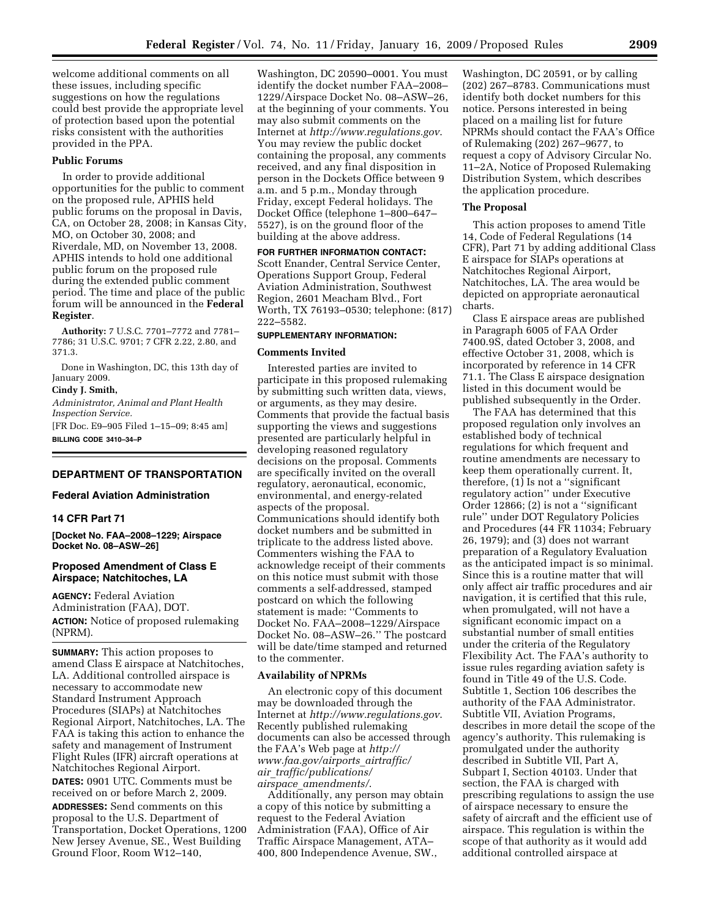welcome additional comments on all these issues, including specific suggestions on how the regulations could best provide the appropriate level of protection based upon the potential risks consistent with the authorities provided in the PPA.

**Public Forums**

In order to provide additional opportunities for the public to comment on the proposed rule, APHIS held public forums on the proposal in Davis, CA, on October 28, 2008; in Kansas City, MO, on October 30, 2008; and Riverdale, MD, on November 13, 2008. APHIS intends to hold one additional public forum on the proposed rule during the extended public comment period. The time and place of the public forum will be announced in the **Federal Register**.

**Authority:** 7 U.S.C. 7701–7772 and 7781–7786; 31 U.S.C. 9701; 7 CFR 2.22, 2.80, and 371.3.

Done in Washington, DC, this 13th day of January 2009.

**Cindy J. Smith,**

*Administrator, Animal and Plant Health Inspection Service.*

[FR Doc. E9–905 Filed 1–15–09; 8:45 am]

**BILLING CODE 3410–34–P**

---

## DEPARTMENT OF TRANSPORTATION

### Federal Aviation Administration

### 14 CFR Part 71

**[Docket No. FAA–2008–1229; Airspace Docket No. 08–ASW–26]**

### Proposed Amendment of Class E Airspace; Natchitoches, LA

**AGENCY:** Federal Aviation Administration (FAA), DOT.

**ACTION:** Notice of proposed rulemaking (NPRM).

**SUMMARY:** This action proposes to amend Class E airspace at Natchitoches, LA. Additional controlled airspace is necessary to accommodate new Standard Instrument Approach Procedures (SIAPs) at Natchitoches Regional Airport, Natchitoches, LA. The FAA is taking this action to enhance the safety and management of Instrument Flight Rules (IFR) aircraft operations at Natchitoches Regional Airport.

**DATES:** 0901 UTC. Comments must be received on or before March 2, 2009.

**ADDRESSES:** Send comments on this proposal to the U.S. Department of Transportation, Docket Operations, 1200 New Jersey Avenue, SE., West Building Ground Floor, Room W12–140, Washington, DC 20590–0001. You must identify the docket number FAA–2008–1229/Airspace Docket No. 08–ASW–26, at the beginning of your comments. You may also submit comments on the Internet at *http://www.regulations.gov*. You may review the public docket containing the proposal, any comments received, and any final disposition in person in the Dockets Office between 9 a.m. and 5 p.m., Monday through Friday, except Federal holidays. The Docket Office (telephone 1–800–647–5527), is on the ground floor of the building at the above address.

**FOR FURTHER INFORMATION CONTACT:** Scott Enander, Central Service Center, Operations Support Group, Federal Aviation Administration, Southwest Region, 2601 Meacham Blvd., Fort Worth, TX 76193–0530; telephone: (817) 222–5582.

**SUPPLEMENTARY INFORMATION:**

**Comments Invited**

Interested parties are invited to participate in this proposed rulemaking by submitting such written data, views, or arguments, as they may desire. Comments that provide the factual basis supporting the views and suggestions presented are particularly helpful in developing reasoned regulatory decisions on the proposal. Comments are specifically invited on the overall regulatory, aeronautical, economic, environmental, and energy-related aspects of the proposal. Communications should identify both docket numbers and be submitted in triplicate to the address listed above. Commenters wishing the FAA to acknowledge receipt of their comments on this notice must submit with those comments a self-addressed, stamped postcard on which the following statement is made: ''Comments to Docket No. FAA–2008–1229/Airspace Docket No. 08–ASW–26.'' The postcard will be date/time stamped and returned to the commenter.

**Availability of NPRMs**

An electronic copy of this document may be downloaded through the Internet at *http://www.regulations.gov*. Recently published rulemaking documents can also be accessed through the FAA's Web page at *http://www.faa.gov/airports_airtraffic/air_traffic/publications/airspace_amendments/*.

Additionally, any person may obtain a copy of this notice by submitting a request to the Federal Aviation Administration (FAA), Office of Air Traffic Airspace Management, ATA–400, 800 Independence Avenue, SW., Washington, DC 20591, or by calling (202) 267–8783. Communications must identify both docket numbers for this notice. Persons interested in being placed on a mailing list for future NPRMs should contact the FAA's Office of Rulemaking (202) 267–9677, to request a copy of Advisory Circular No. 11–2A, Notice of Proposed Rulemaking Distribution System, which describes the application procedure.

**The Proposal**

This action proposes to amend Title 14, Code of Federal Regulations (14 CFR), Part 71 by adding additional Class E airspace for SIAPs operations at Natchitoches Regional Airport, Natchitoches, LA. The area would be depicted on appropriate aeronautical charts.

Class E airspace areas are published in Paragraph 6005 of FAA Order 7400.9S, dated October 3, 2008, and effective October 31, 2008, which is incorporated by reference in 14 CFR 71.1. The Class E airspace designation listed in this document would be published subsequently in the Order.

The FAA has determined that this proposed regulation only involves an established body of technical regulations for which frequent and routine amendments are necessary to keep them operationally current. It, therefore, (1) Is not a ''significant regulatory action'' under Executive Order 12866; (2) is not a ''significant rule'' under DOT Regulatory Policies and Procedures (44 FR 11034; February 26, 1979); and (3) does not warrant preparation of a Regulatory Evaluation as the anticipated impact is so minimal. Since this is a routine matter that will only affect air traffic procedures and air navigation, it is certified that this rule, when promulgated, will not have a significant economic impact on a substantial number of small entities under the criteria of the Regulatory Flexibility Act. The FAA's authority to issue rules regarding aviation safety is found in Title 49 of the U.S. Code. Subtitle 1, Section 106 describes the authority of the FAA Administrator. Subtitle VII, Aviation Programs, describes in more detail the scope of the agency's authority. This rulemaking is promulgated under the authority described in Subtitle VII, Part A, Subpart I, Section 40103. Under that section, the FAA is charged with prescribing regulations to assign the use of airspace necessary to ensure the safety of aircraft and the efficient use of airspace. This regulation is within the scope of that authority as it would add additional controlled airspace at